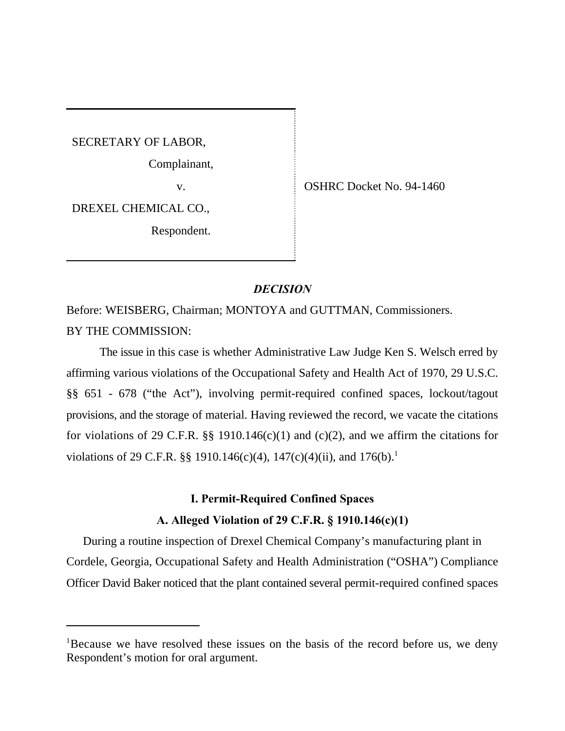SECRETARY OF LABOR,

Complainant,

v.

DREXEL CHEMICAL CO.,

Respondent.

OSHRC Docket No. 94-1460

## *DECISION*

Before: WEISBERG, Chairman; MONTOYA and GUTTMAN, Commissioners.

BY THE COMMISSION:

The issue in this case is whether Administrative Law Judge Ken S. Welsch erred by affirming various violations of the Occupational Safety and Health Act of 1970, 29 U.S.C. §§ 651 - 678 ("the Act"), involving permit-required confined spaces, lockout/tagout provisions, and the storage of material. Having reviewed the record, we vacate the citations for violations of 29 C.F.R. §§ 1910.146(c)(1) and (c)(2), and we affirm the citations for violations of 29 C.F.R. §§ 1910.146(c)(4), 147(c)(4)(ii), and 176(b).[1]

### I. Permit-Required Confined Spaces

### A. Alleged Violation of 29 C.F.R. § 1910.146(c)(1)

During a routine inspection of Drexel Chemical Company's manufacturing plant in Cordele, Georgia, Occupational Safety and Health Administration ("OSHA") Compliance Officer David Baker noticed that the plant contained several permit-required confined spaces

---

[1]Because we have resolved these issues on the basis of the record before us, we deny Respondent's motion for oral argument.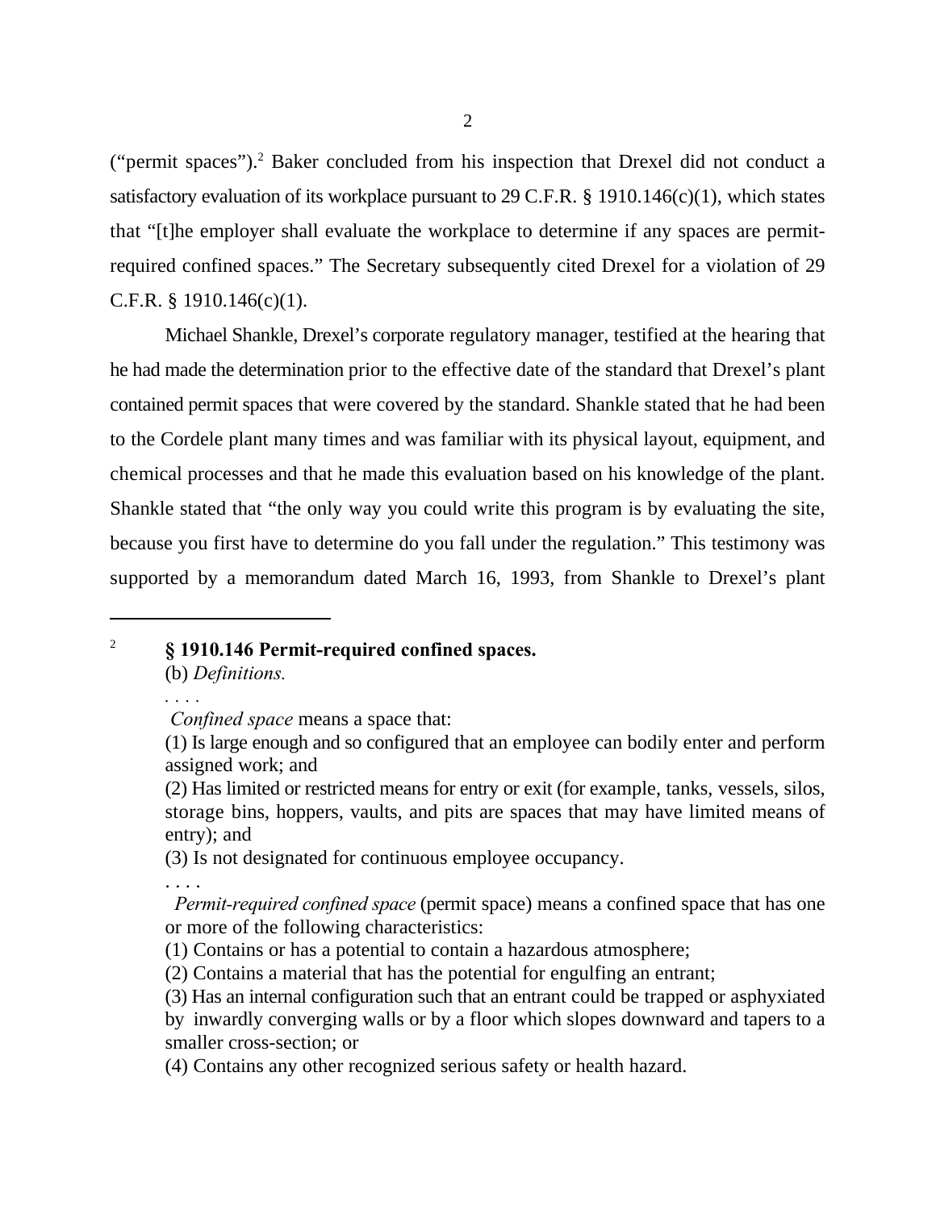("permit spaces").[2] Baker concluded from his inspection that Drexel did not conduct a satisfactory evaluation of its workplace pursuant to 29 C.F.R. § 1910.146(c)(1), which states that "[t]he employer shall evaluate the workplace to determine if any spaces are permit-required confined spaces." The Secretary subsequently cited Drexel for a violation of 29 C.F.R. § 1910.146(c)(1).

Michael Shankle, Drexel's corporate regulatory manager, testified at the hearing that he had made the determination prior to the effective date of the standard that Drexel's plant contained permit spaces that were covered by the standard. Shankle stated that he had been to the Cordele plant many times and was familiar with its physical layout, equipment, and chemical processes and that he made this evaluation based on his knowledge of the plant. Shankle stated that "the only way you could write this program is by evaluating the site, because you first have to determine do you fall under the regulation." This testimony was supported by a memorandum dated March 16, 1993, from Shankle to Drexel's plant

---

[2] **§ 1910.146 Permit-required confined spaces.**

(b) *Definitions.*

. . . .

*Confined space* means a space that:

(1) Is large enough and so configured that an employee can bodily enter and perform assigned work; and

(2) Has limited or restricted means for entry or exit (for example, tanks, vessels, silos, storage bins, hoppers, vaults, and pits are spaces that may have limited means of entry); and

(3) Is not designated for continuous employee occupancy.

. . . .

*Permit-required confined space* (permit space) means a confined space that has one or more of the following characteristics:

(1) Contains or has a potential to contain a hazardous atmosphere;

(2) Contains a material that has the potential for engulfing an entrant;

(3) Has an internal configuration such that an entrant could be trapped or asphyxiated by inwardly converging walls or by a floor which slopes downward and tapers to a smaller cross-section; or

(4) Contains any other recognized serious safety or health hazard.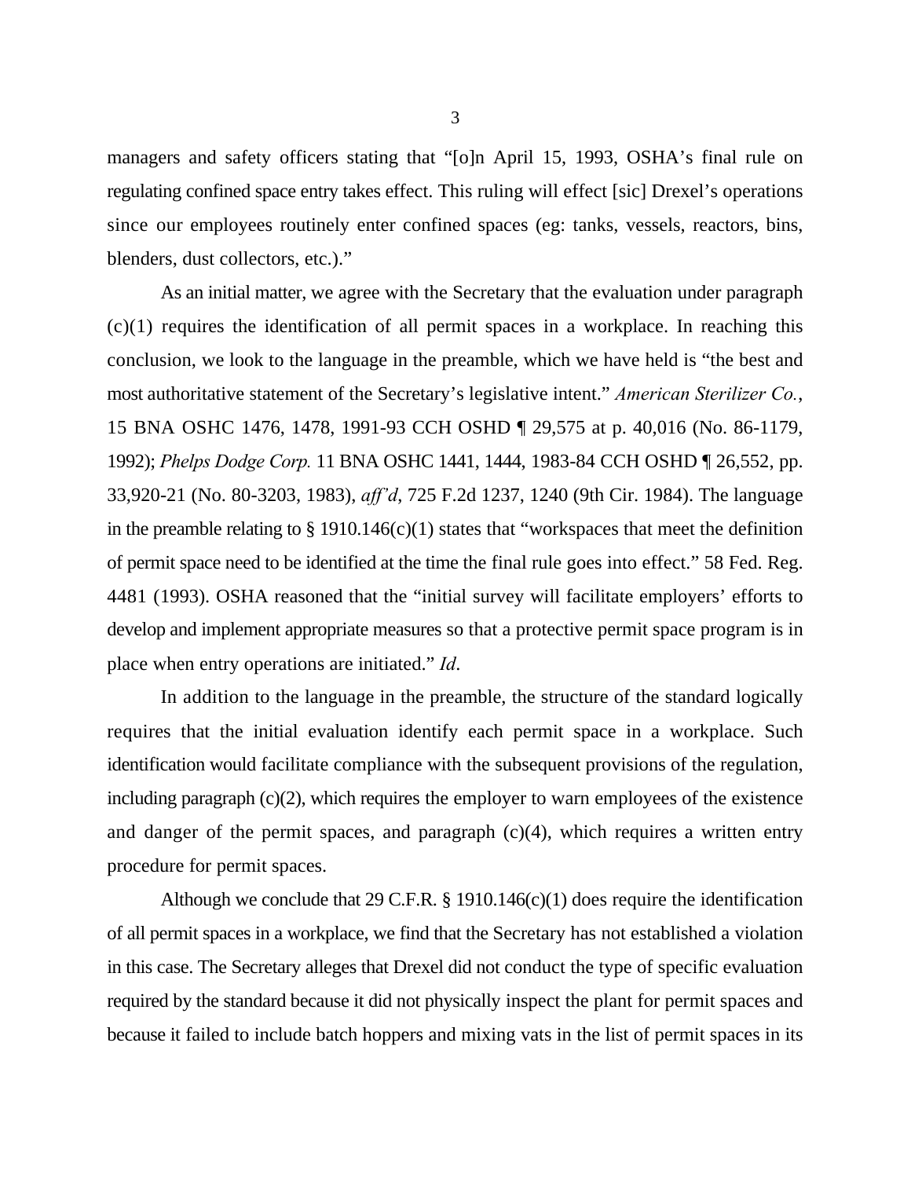managers and safety officers stating that "[o]n April 15, 1993, OSHA's final rule on regulating confined space entry takes effect. This ruling will effect [sic] Drexel's operations since our employees routinely enter confined spaces (eg: tanks, vessels, reactors, bins, blenders, dust collectors, etc.)."

As an initial matter, we agree with the Secretary that the evaluation under paragraph (c)(1) requires the identification of all permit spaces in a workplace. In reaching this conclusion, we look to the language in the preamble, which we have held is "the best and most authoritative statement of the Secretary's legislative intent." *American Sterilizer Co.*, 15 BNA OSHC 1476, 1478, 1991-93 CCH OSHD ¶ 29,575 at p. 40,016 (No. 86-1179, 1992); *Phelps Dodge Corp.* 11 BNA OSHC 1441, 1444, 1983-84 CCH OSHD ¶ 26,552, pp. 33,920-21 (No. 80-3203, 1983), *aff'd*, 725 F.2d 1237, 1240 (9th Cir. 1984). The language in the preamble relating to § 1910.146(c)(1) states that "workspaces that meet the definition of permit space need to be identified at the time the final rule goes into effect." 58 Fed. Reg. 4481 (1993). OSHA reasoned that the "initial survey will facilitate employers' efforts to develop and implement appropriate measures so that a protective permit space program is in place when entry operations are initiated." *Id*.

In addition to the language in the preamble, the structure of the standard logically requires that the initial evaluation identify each permit space in a workplace. Such identification would facilitate compliance with the subsequent provisions of the regulation, including paragraph (c)(2), which requires the employer to warn employees of the existence and danger of the permit spaces, and paragraph (c)(4), which requires a written entry procedure for permit spaces.

Although we conclude that 29 C.F.R. § 1910.146(c)(1) does require the identification of all permit spaces in a workplace, we find that the Secretary has not established a violation in this case. The Secretary alleges that Drexel did not conduct the type of specific evaluation required by the standard because it did not physically inspect the plant for permit spaces and because it failed to include batch hoppers and mixing vats in the list of permit spaces in its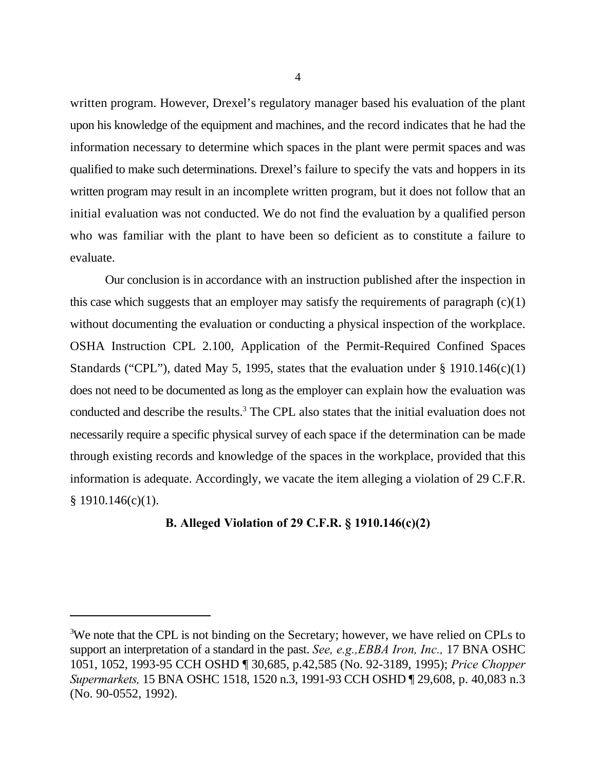written program. However, Drexel's regulatory manager based his evaluation of the plant upon his knowledge of the equipment and machines, and the record indicates that he had the information necessary to determine which spaces in the plant were permit spaces and was qualified to make such determinations. Drexel's failure to specify the vats and hoppers in its written program may result in an incomplete written program, but it does not follow that an initial evaluation was not conducted. We do not find the evaluation by a qualified person who was familiar with the plant to have been so deficient as to constitute a failure to evaluate.

Our conclusion is in accordance with an instruction published after the inspection in this case which suggests that an employer may satisfy the requirements of paragraph (c)(1) without documenting the evaluation or conducting a physical inspection of the workplace. OSHA Instruction CPL 2.100, Application of the Permit-Required Confined Spaces Standards ("CPL"), dated May 5, 1995, states that the evaluation under § 1910.146(c)(1) does not need to be documented as long as the employer can explain how the evaluation was conducted and describe the results.[3] The CPL also states that the initial evaluation does not necessarily require a specific physical survey of each space if the determination can be made through existing records and knowledge of the spaces in the workplace, provided that this information is adequate. Accordingly, we vacate the item alleging a violation of 29 C.F.R. § 1910.146(c)(1).

**B. Alleged Violation of 29 C.F.R. § 1910.146(c)(2)**

---

[3]We note that the CPL is not binding on the Secretary; however, we have relied on CPLs to support an interpretation of a standard in the past. *See, e.g.,EBBA Iron, Inc.,* 17 BNA OSHC 1051, 1052, 1993-95 CCH OSHD ¶ 30,685, p.42,585 (No. 92-3189, 1995); *Price Chopper Supermarkets,* 15 BNA OSHC 1518, 1520 n.3, 1991-93 CCH OSHD ¶ 29,608, p. 40,083 n.3 (No. 90-0552, 1992).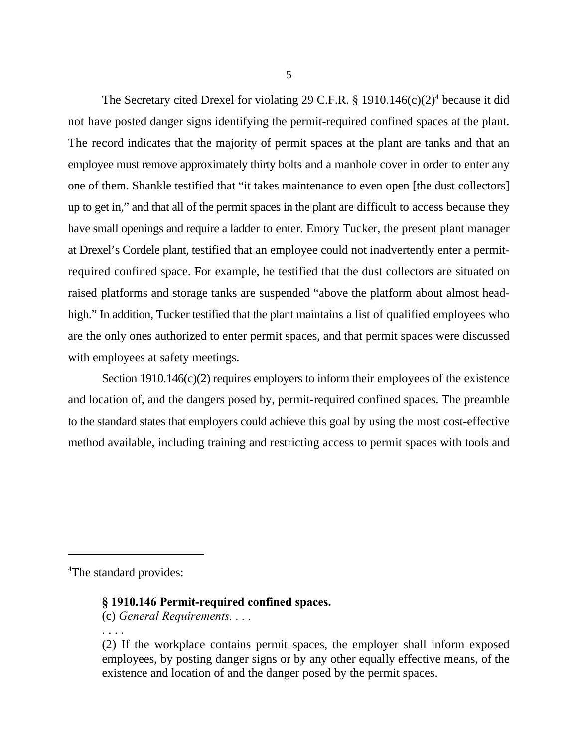The Secretary cited Drexel for violating 29 C.F.R. § 1910.146(c)(2)[4] because it did not have posted danger signs identifying the permit-required confined spaces at the plant. The record indicates that the majority of permit spaces at the plant are tanks and that an employee must remove approximately thirty bolts and a manhole cover in order to enter any one of them. Shankle testified that "it takes maintenance to even open [the dust collectors] up to get in," and that all of the permit spaces in the plant are difficult to access because they have small openings and require a ladder to enter. Emory Tucker, the present plant manager at Drexel's Cordele plant, testified that an employee could not inadvertently enter a permit-required confined space. For example, he testified that the dust collectors are situated on raised platforms and storage tanks are suspended "above the platform about almost head-high." In addition, Tucker testified that the plant maintains a list of qualified employees who are the only ones authorized to enter permit spaces, and that permit spaces were discussed with employees at safety meetings.

Section 1910.146(c)(2) requires employers to inform their employees of the existence and location of, and the dangers posed by, permit-required confined spaces. The preamble to the standard states that employers could achieve this goal by using the most cost-effective method available, including training and restricting access to permit spaces with tools and

---

[4]The standard provides:

> **§ 1910.146 Permit-required confined spaces.**
>
> (c) *General Requirements. . . .*
>
> . . . .
>
> (2) If the workplace contains permit spaces, the employer shall inform exposed employees, by posting danger signs or by any other equally effective means, of the existence and location of and the danger posed by the permit spaces.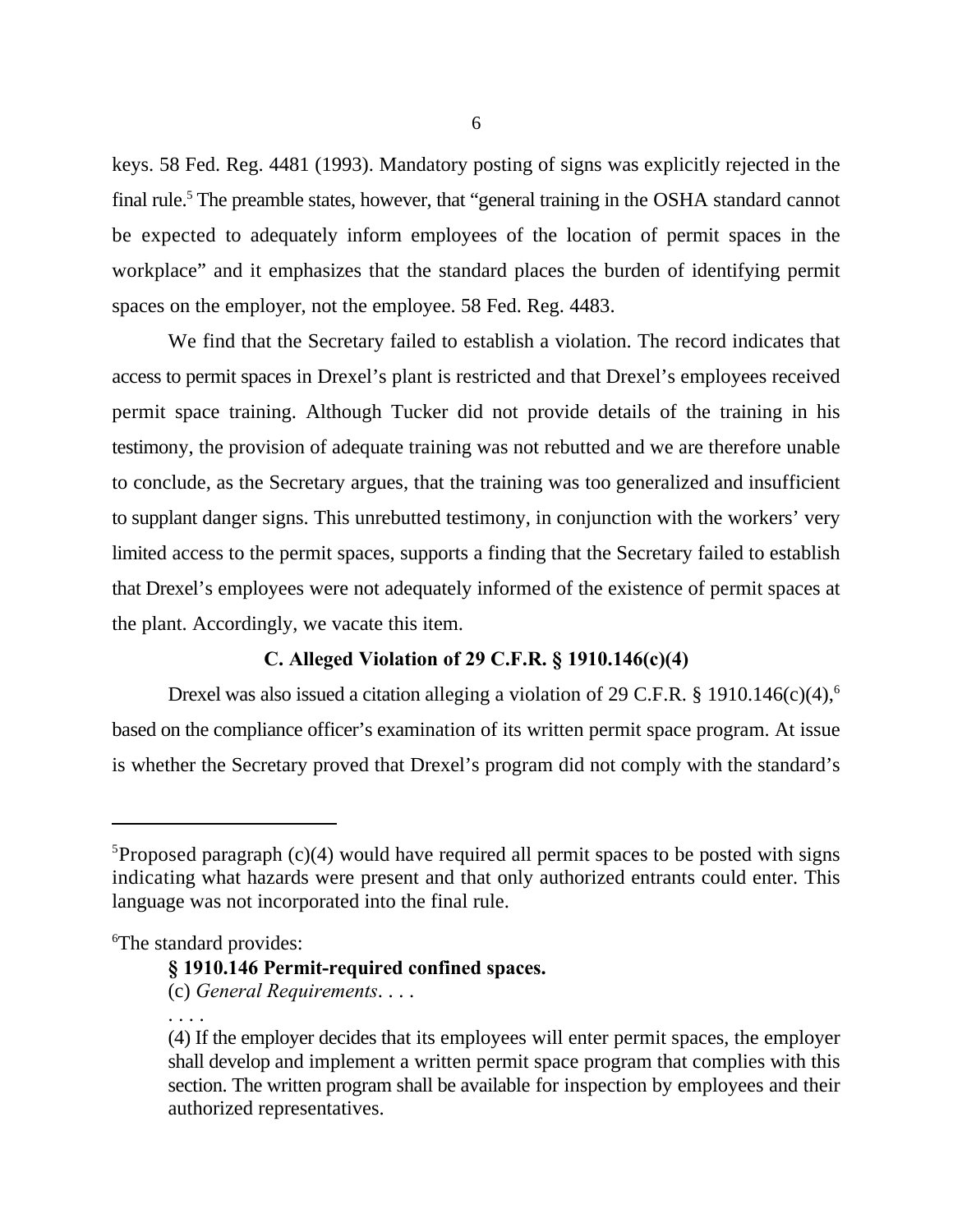keys. 58 Fed. Reg. 4481 (1993). Mandatory posting of signs was explicitly rejected in the final rule.[5] The preamble states, however, that "general training in the OSHA standard cannot be expected to adequately inform employees of the location of permit spaces in the workplace" and it emphasizes that the standard places the burden of identifying permit spaces on the employer, not the employee. 58 Fed. Reg. 4483.

We find that the Secretary failed to establish a violation. The record indicates that access to permit spaces in Drexel's plant is restricted and that Drexel's employees received permit space training. Although Tucker did not provide details of the training in his testimony, the provision of adequate training was not rebutted and we are therefore unable to conclude, as the Secretary argues, that the training was too generalized and insufficient to supplant danger signs. This unrebutted testimony, in conjunction with the workers' very limited access to the permit spaces, supports a finding that the Secretary failed to establish that Drexel's employees were not adequately informed of the existence of permit spaces at the plant. Accordingly, we vacate this item.

### C. Alleged Violation of 29 C.F.R. § 1910.146(c)(4)

Drexel was also issued a citation alleging a violation of 29 C.F.R. § 1910.146(c)(4),[6] based on the compliance officer's examination of its written permit space program. At issue is whether the Secretary proved that Drexel's program did not comply with the standard's

---

[5]Proposed paragraph (c)(4) would have required all permit spaces to be posted with signs indicating what hazards were present and that only authorized entrants could enter. This language was not incorporated into the final rule.

[6]The standard provides:

> **§ 1910.146 Permit-required confined spaces.**
>
> (c) *General Requirements*. . . .
>
> . . . .
>
> (4) If the employer decides that its employees will enter permit spaces, the employer shall develop and implement a written permit space program that complies with this section. The written program shall be available for inspection by employees and their authorized representatives.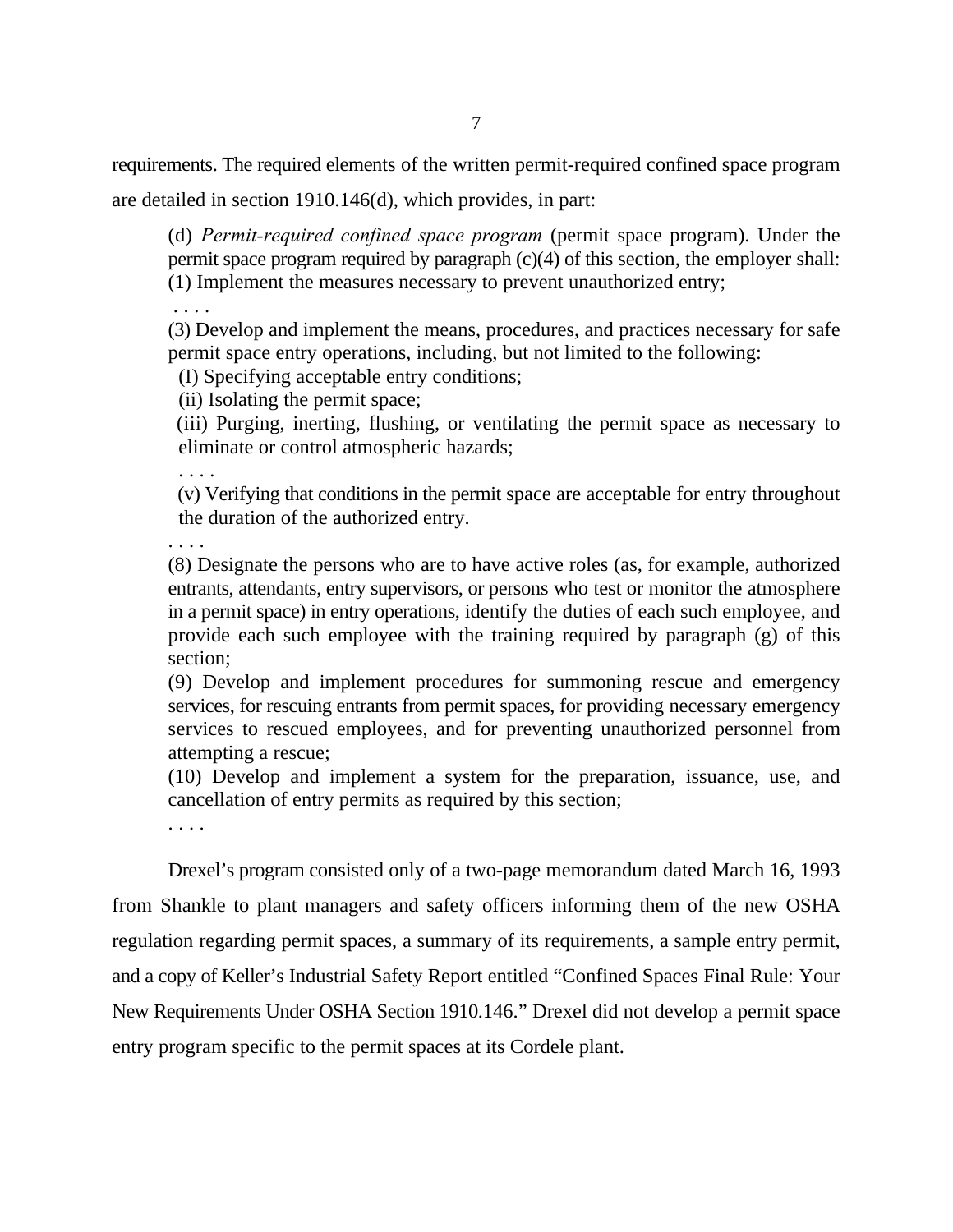requirements. The required elements of the written permit-required confined space program are detailed in section 1910.146(d), which provides, in part:

> (d) *Permit-required confined space program* (permit space program). Under the permit space program required by paragraph (c)(4) of this section, the employer shall:
> (1) Implement the measures necessary to prevent unauthorized entry;
> . . . .
> (3) Develop and implement the means, procedures, and practices necessary for safe permit space entry operations, including, but not limited to the following:
> (I) Specifying acceptable entry conditions;
> (ii) Isolating the permit space;
> (iii) Purging, inerting, flushing, or ventilating the permit space as necessary to eliminate or control atmospheric hazards;
> . . . .
> (v) Verifying that conditions in the permit space are acceptable for entry throughout the duration of the authorized entry.
> . . . .
> (8) Designate the persons who are to have active roles (as, for example, authorized entrants, attendants, entry supervisors, or persons who test or monitor the atmosphere in a permit space) in entry operations, identify the duties of each such employee, and provide each such employee with the training required by paragraph (g) of this section;
> (9) Develop and implement procedures for summoning rescue and emergency services, for rescuing entrants from permit spaces, for providing necessary emergency services to rescued employees, and for preventing unauthorized personnel from attempting a rescue;
> (10) Develop and implement a system for the preparation, issuance, use, and cancellation of entry permits as required by this section;
> . . . .

Drexel's program consisted only of a two-page memorandum dated March 16, 1993 from Shankle to plant managers and safety officers informing them of the new OSHA regulation regarding permit spaces, a summary of its requirements, a sample entry permit, and a copy of Keller's Industrial Safety Report entitled "Confined Spaces Final Rule: Your New Requirements Under OSHA Section 1910.146." Drexel did not develop a permit space entry program specific to the permit spaces at its Cordele plant.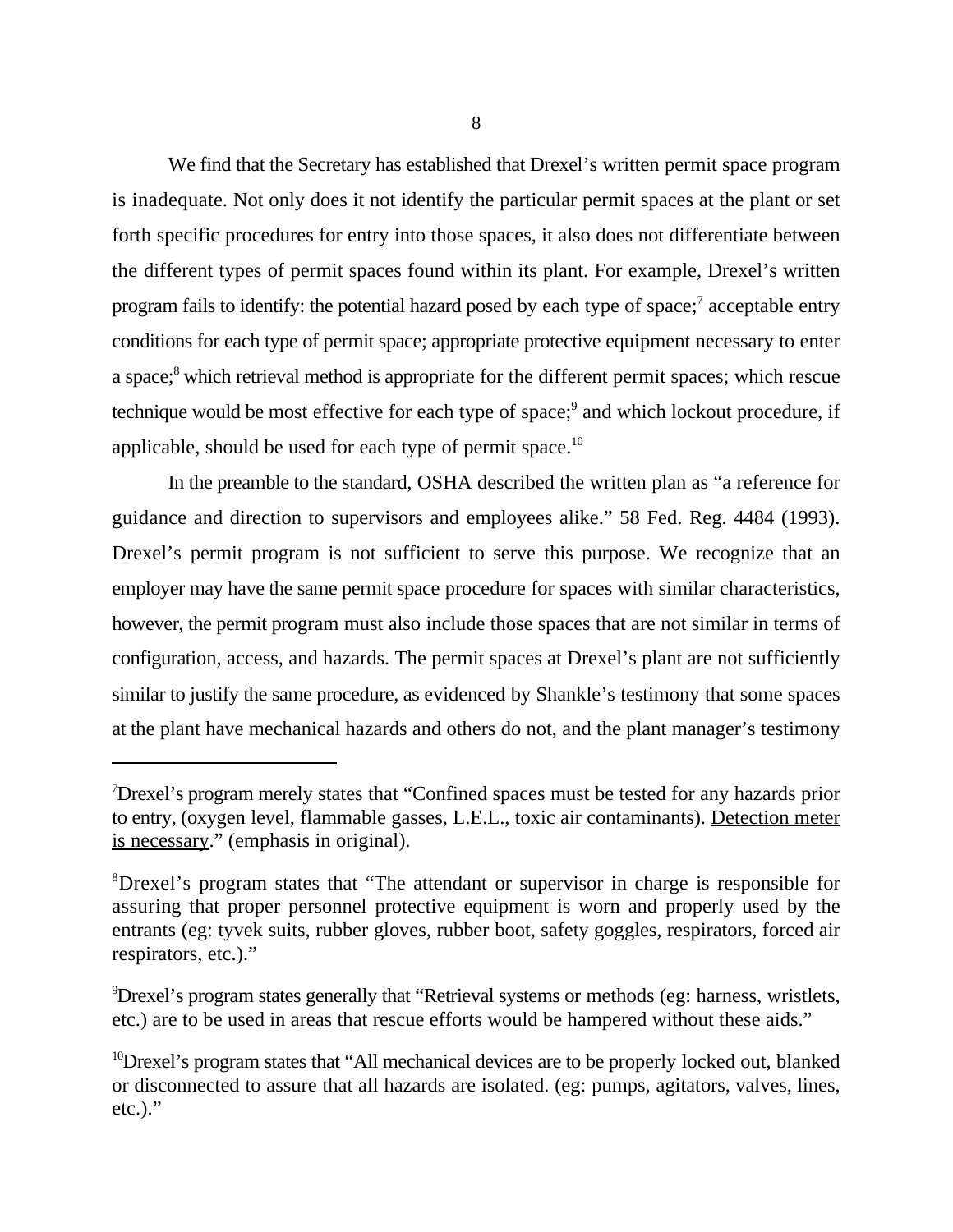We find that the Secretary has established that Drexel's written permit space program is inadequate. Not only does it not identify the particular permit spaces at the plant or set forth specific procedures for entry into those spaces, it also does not differentiate between the different types of permit spaces found within its plant. For example, Drexel's written program fails to identify: the potential hazard posed by each type of space;[7] acceptable entry conditions for each type of permit space; appropriate protective equipment necessary to enter a space;[8] which retrieval method is appropriate for the different permit spaces; which rescue technique would be most effective for each type of space;[9] and which lockout procedure, if applicable, should be used for each type of permit space.[10]

In the preamble to the standard, OSHA described the written plan as "a reference for guidance and direction to supervisors and employees alike." 58 Fed. Reg. 4484 (1993). Drexel's permit program is not sufficient to serve this purpose. We recognize that an employer may have the same permit space procedure for spaces with similar characteristics, however, the permit program must also include those spaces that are not similar in terms of configuration, access, and hazards. The permit spaces at Drexel's plant are not sufficiently similar to justify the same procedure, as evidenced by Shankle's testimony that some spaces at the plant have mechanical hazards and others do not, and the plant manager's testimony

---

[7]Drexel's program merely states that "Confined spaces must be tested for any hazards prior to entry, (oxygen level, flammable gasses, L.E.L., toxic air contaminants). <u>Detection meter is necessary</u>." (emphasis in original).

[8]Drexel's program states that "The attendant or supervisor in charge is responsible for assuring that proper personnel protective equipment is worn and properly used by the entrants (eg: tyvek suits, rubber gloves, rubber boot, safety goggles, respirators, forced air respirators, etc.)."

[9]Drexel's program states generally that "Retrieval systems or methods (eg: harness, wristlets, etc.) are to be used in areas that rescue efforts would be hampered without these aids."

[10]Drexel's program states that "All mechanical devices are to be properly locked out, blanked or disconnected to assure that all hazards are isolated. (eg: pumps, agitators, valves, lines, etc.)."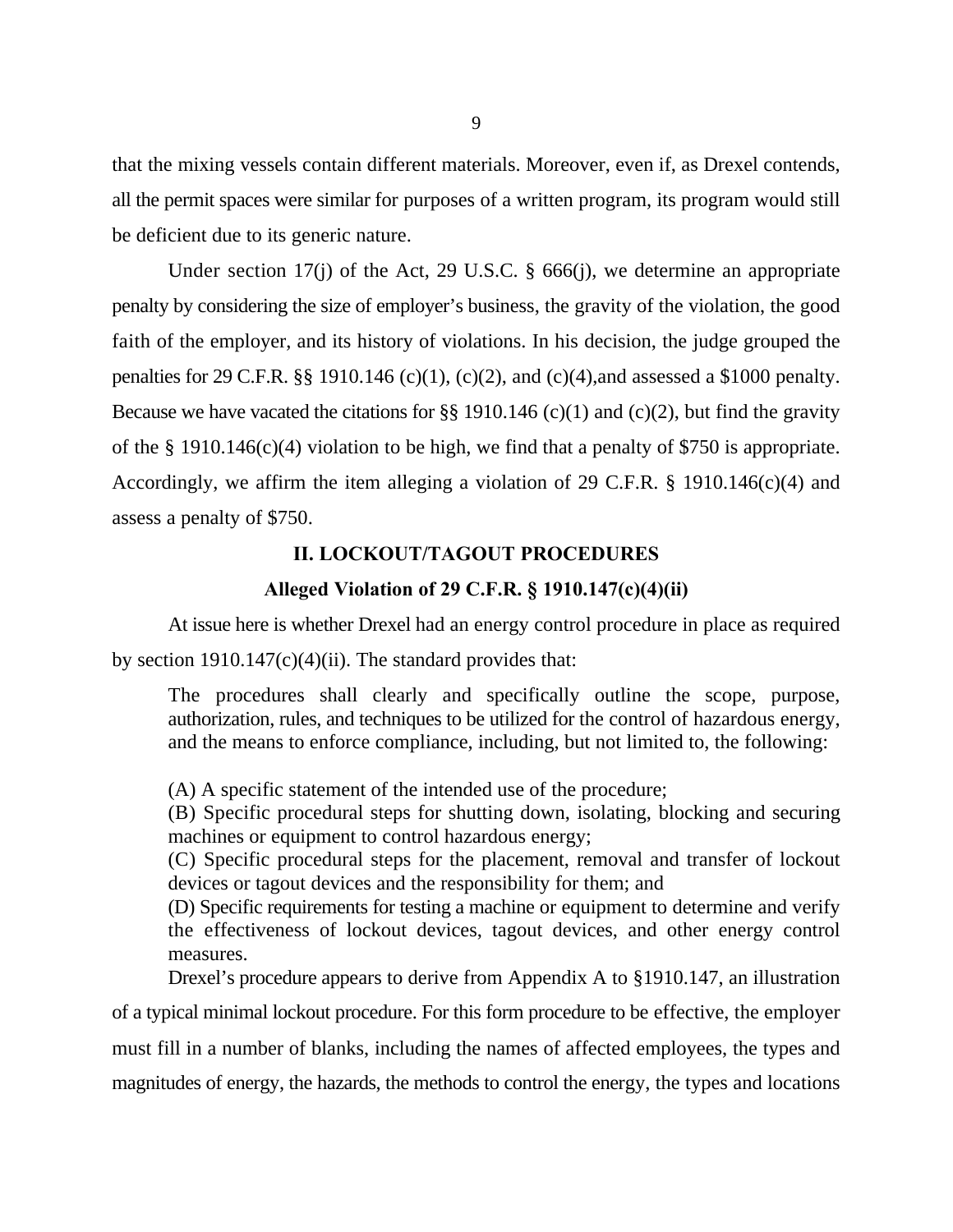that the mixing vessels contain different materials. Moreover, even if, as Drexel contends, all the permit spaces were similar for purposes of a written program, its program would still be deficient due to its generic nature.

Under section 17(j) of the Act, 29 U.S.C. § 666(j), we determine an appropriate penalty by considering the size of employer's business, the gravity of the violation, the good faith of the employer, and its history of violations. In his decision, the judge grouped the penalties for 29 C.F.R. §§ 1910.146 (c)(1), (c)(2), and (c)(4),and assessed a $1000 penalty. Because we have vacated the citations for §§ 1910.146 (c)(1) and (c)(2), but find the gravity of the § 1910.146(c)(4) violation to be high, we find that a penalty of $750 is appropriate. Accordingly, we affirm the item alleging a violation of 29 C.F.R. § 1910.146(c)(4) and assess a penalty of $750.

## II. LOCKOUT/TAGOUT PROCEDURES

### Alleged Violation of 29 C.F.R. § 1910.147(c)(4)(ii)

At issue here is whether Drexel had an energy control procedure in place as required by section 1910.147(c)(4)(ii). The standard provides that:

> The procedures shall clearly and specifically outline the scope, purpose, authorization, rules, and techniques to be utilized for the control of hazardous energy, and the means to enforce compliance, including, but not limited to, the following:
>
> (A) A specific statement of the intended use of the procedure;
> (B) Specific procedural steps for shutting down, isolating, blocking and securing machines or equipment to control hazardous energy;
> (C) Specific procedural steps for the placement, removal and transfer of lockout devices or tagout devices and the responsibility for them; and
> (D) Specific requirements for testing a machine or equipment to determine and verify the effectiveness of lockout devices, tagout devices, and other energy control measures.

Drexel's procedure appears to derive from Appendix A to §1910.147, an illustration of a typical minimal lockout procedure. For this form procedure to be effective, the employer must fill in a number of blanks, including the names of affected employees, the types and magnitudes of energy, the hazards, the methods to control the energy, the types and locations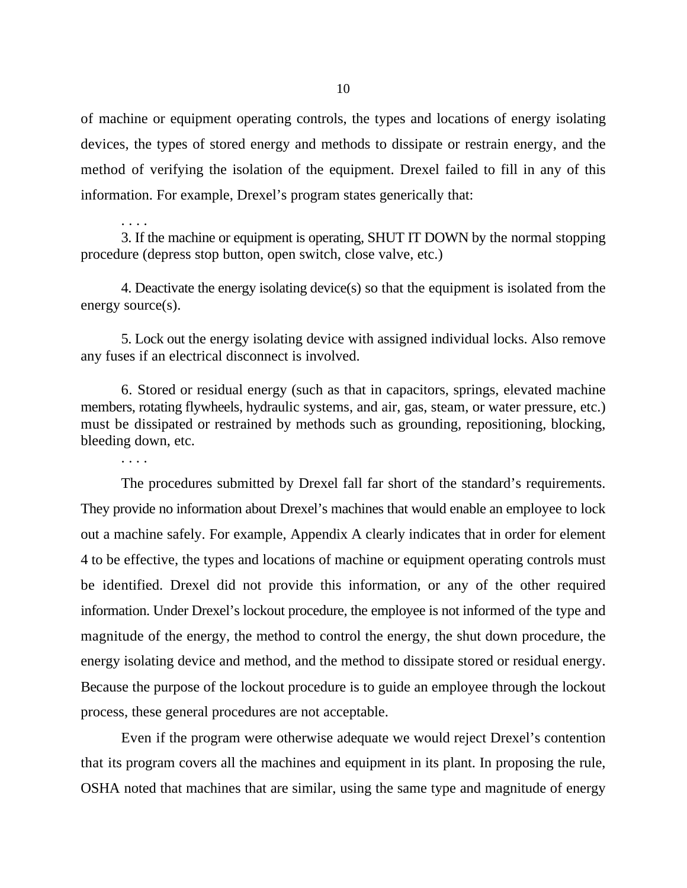of machine or equipment operating controls, the types and locations of energy isolating devices, the types of stored energy and methods to dissipate or restrain energy, and the method of verifying the isolation of the equipment. Drexel failed to fill in any of this information. For example, Drexel's program states generically that:

> . . . .
>
> 3. If the machine or equipment is operating, SHUT IT DOWN by the normal stopping procedure (depress stop button, open switch, close valve, etc.)
>
> 4. Deactivate the energy isolating device(s) so that the equipment is isolated from the energy source(s).
>
> 5. Lock out the energy isolating device with assigned individual locks. Also remove any fuses if an electrical disconnect is involved.
>
> 6. Stored or residual energy (such as that in capacitors, springs, elevated machine members, rotating flywheels, hydraulic systems, and air, gas, steam, or water pressure, etc.) must be dissipated or restrained by methods such as grounding, repositioning, blocking, bleeding down, etc.
>
> . . . .

The procedures submitted by Drexel fall far short of the standard's requirements. They provide no information about Drexel's machines that would enable an employee to lock out a machine safely. For example, Appendix A clearly indicates that in order for element 4 to be effective, the types and locations of machine or equipment operating controls must be identified. Drexel did not provide this information, or any of the other required information. Under Drexel's lockout procedure, the employee is not informed of the type and magnitude of the energy, the method to control the energy, the shut down procedure, the energy isolating device and method, and the method to dissipate stored or residual energy. Because the purpose of the lockout procedure is to guide an employee through the lockout process, these general procedures are not acceptable.

Even if the program were otherwise adequate we would reject Drexel's contention that its program covers all the machines and equipment in its plant. In proposing the rule, OSHA noted that machines that are similar, using the same type and magnitude of energy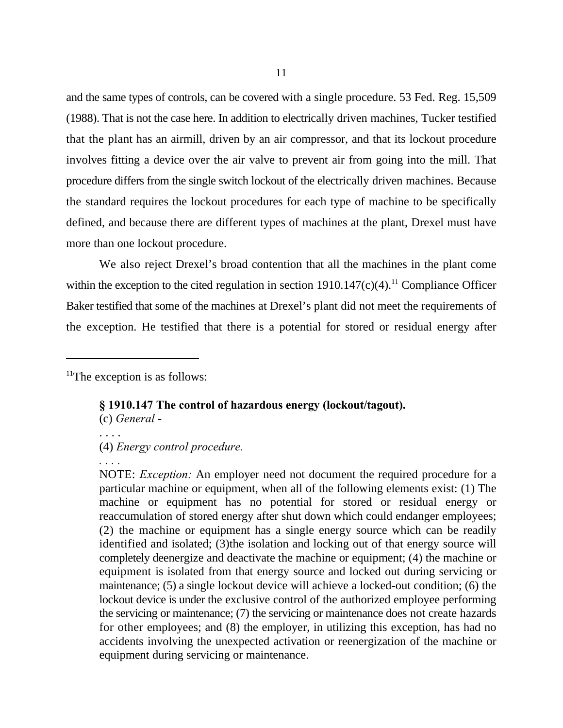and the same types of controls, can be covered with a single procedure. 53 Fed. Reg. 15,509 (1988). That is not the case here. In addition to electrically driven machines, Tucker testified that the plant has an airmill, driven by an air compressor, and that its lockout procedure involves fitting a device over the air valve to prevent air from going into the mill. That procedure differs from the single switch lockout of the electrically driven machines. Because the standard requires the lockout procedures for each type of machine to be specifically defined, and because there are different types of machines at the plant, Drexel must have more than one lockout procedure.

We also reject Drexel's broad contention that all the machines in the plant come within the exception to the cited regulation in section 1910.147(c)(4).[11] Compliance Officer Baker testified that some of the machines at Drexel's plant did not meet the requirements of the exception. He testified that there is a potential for stored or residual energy after

---

[11]The exception is as follows:

> **§ 1910.147 The control of hazardous energy (lockout/tagout).**
> (c) *General* -
> . . . .
> (4) *Energy control procedure.*
> . . . .
> NOTE: *Exception:* An employer need not document the required procedure for a particular machine or equipment, when all of the following elements exist: (1) The machine or equipment has no potential for stored or residual energy or reaccumulation of stored energy after shut down which could endanger employees; (2) the machine or equipment has a single energy source which can be readily identified and isolated; (3)the isolation and locking out of that energy source will completely deenergize and deactivate the machine or equipment; (4) the machine or equipment is isolated from that energy source and locked out during servicing or maintenance; (5) a single lockout device will achieve a locked-out condition; (6) the lockout device is under the exclusive control of the authorized employee performing the servicing or maintenance; (7) the servicing or maintenance does not create hazards for other employees; and (8) the employer, in utilizing this exception, has had no accidents involving the unexpected activation or reenergization of the machine or equipment during servicing or maintenance.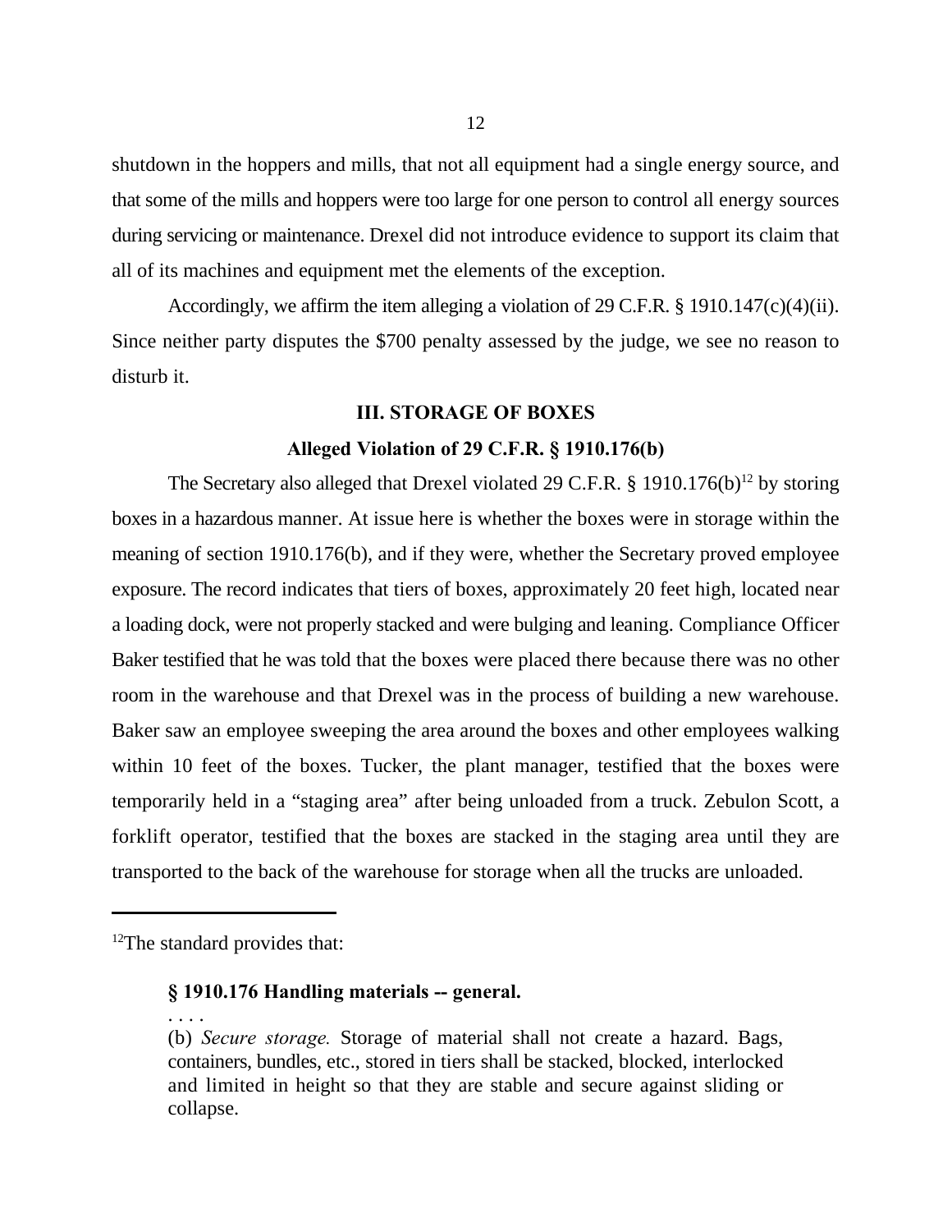shutdown in the hoppers and mills, that not all equipment had a single energy source, and that some of the mills and hoppers were too large for one person to control all energy sources during servicing or maintenance. Drexel did not introduce evidence to support its claim that all of its machines and equipment met the elements of the exception.

Accordingly, we affirm the item alleging a violation of 29 C.F.R. § 1910.147(c)(4)(ii). Since neither party disputes the $700 penalty assessed by the judge, we see no reason to disturb it.

## III. STORAGE OF BOXES

### Alleged Violation of 29 C.F.R. § 1910.176(b)

The Secretary also alleged that Drexel violated 29 C.F.R. § 1910.176(b)[12] by storing boxes in a hazardous manner. At issue here is whether the boxes were in storage within the meaning of section 1910.176(b), and if they were, whether the Secretary proved employee exposure. The record indicates that tiers of boxes, approximately 20 feet high, located near a loading dock, were not properly stacked and were bulging and leaning. Compliance Officer Baker testified that he was told that the boxes were placed there because there was no other room in the warehouse and that Drexel was in the process of building a new warehouse. Baker saw an employee sweeping the area around the boxes and other employees walking within 10 feet of the boxes. Tucker, the plant manager, testified that the boxes were temporarily held in a "staging area" after being unloaded from a truck. Zebulon Scott, a forklift operator, testified that the boxes are stacked in the staging area until they are transported to the back of the warehouse for storage when all the trucks are unloaded.

---

[12]The standard provides that:

> **§ 1910.176 Handling materials -- general.**
>
> . . . .
>
> (b) *Secure storage.* Storage of material shall not create a hazard. Bags, containers, bundles, etc., stored in tiers shall be stacked, blocked, interlocked and limited in height so that they are stable and secure against sliding or collapse.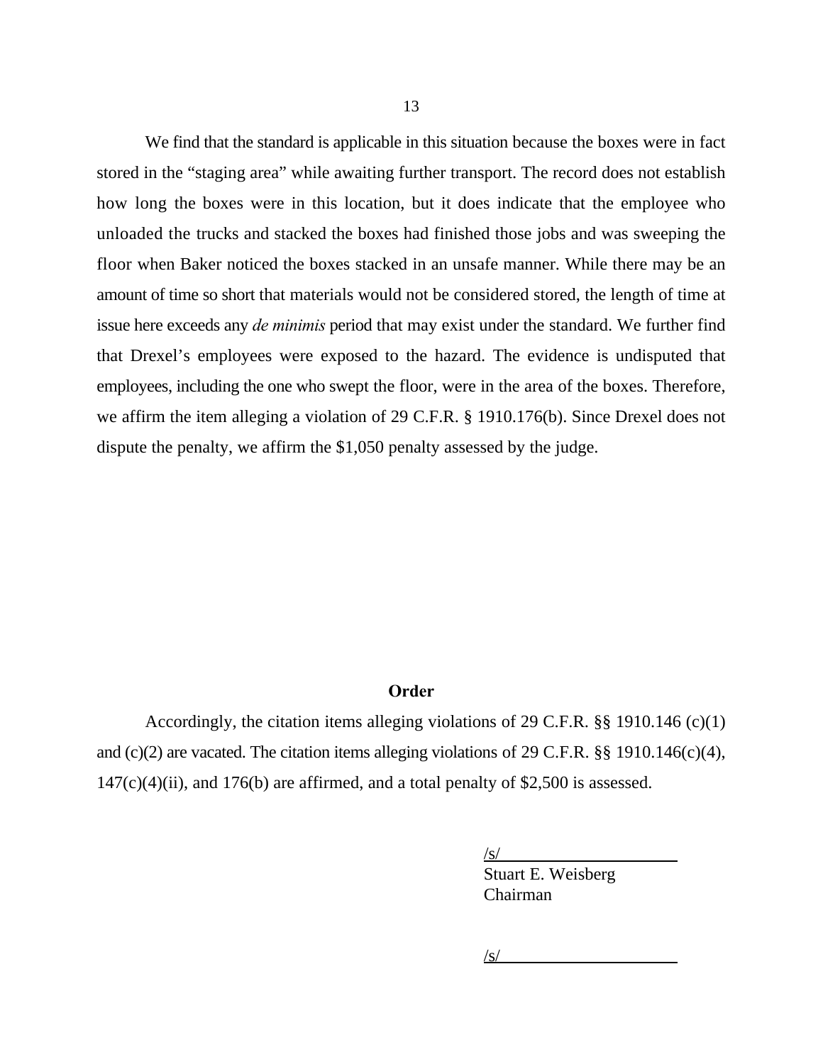We find that the standard is applicable in this situation because the boxes were in fact stored in the "staging area" while awaiting further transport. The record does not establish how long the boxes were in this location, but it does indicate that the employee who unloaded the trucks and stacked the boxes had finished those jobs and was sweeping the floor when Baker noticed the boxes stacked in an unsafe manner. While there may be an amount of time so short that materials would not be considered stored, the length of time at issue here exceeds any *de minimis* period that may exist under the standard. We further find that Drexel's employees were exposed to the hazard. The evidence is undisputed that employees, including the one who swept the floor, were in the area of the boxes. Therefore, we affirm the item alleging a violation of 29 C.F.R. § 1910.176(b). Since Drexel does not dispute the penalty, we affirm the $1,050 penalty assessed by the judge.

**Order**

Accordingly, the citation items alleging violations of 29 C.F.R. §§ 1910.146 (c)(1) and (c)(2) are vacated. The citation items alleging violations of 29 C.F.R. §§ 1910.146(c)(4), 147(c)(4)(ii), and 176(b) are affirmed, and a total penalty of $2,500 is assessed.

/s/
Stuart E. Weisberg
Chairman

/s/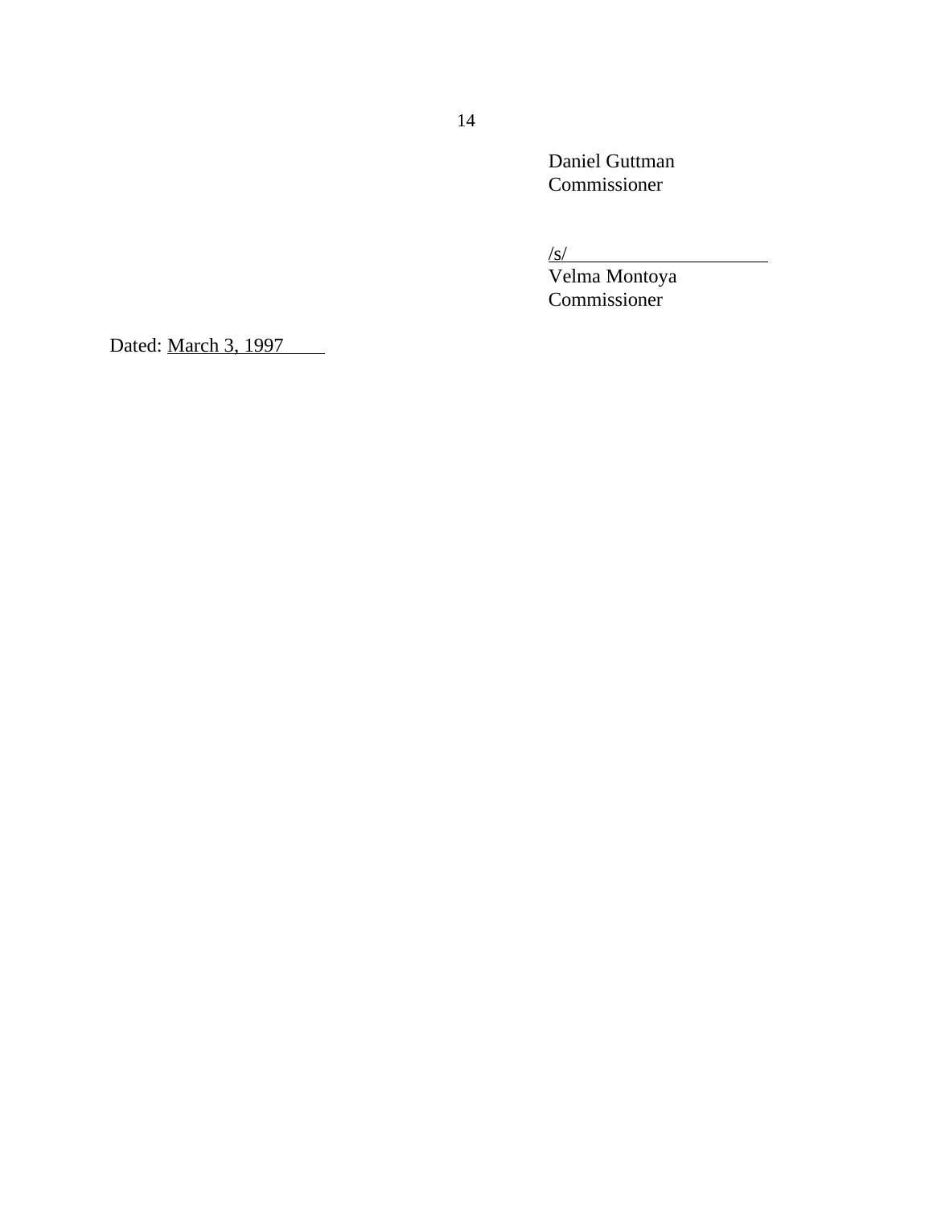Daniel Guttman
Commissioner

/s/
Velma Montoya
Commissioner

Dated: March 3, 1997